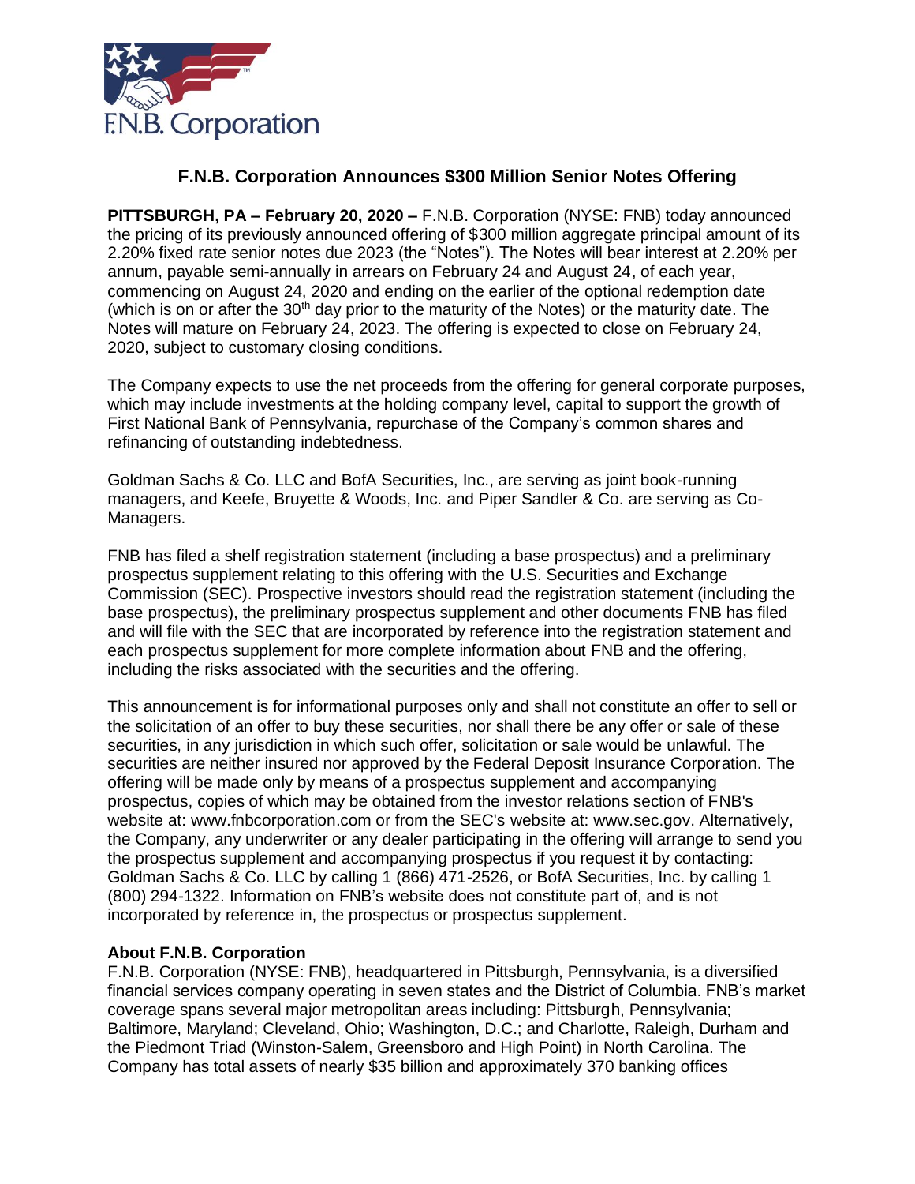F.N.B. Corporation

# F.N.B. Corporation Announces $300 Million Senior Notes Offering

**PITTSBURGH, PA – February 20, 2020 –** F.N.B. Corporation (NYSE: FNB) today announced the pricing of its previously announced offering of $300 million aggregate principal amount of its 2.20% fixed rate senior notes due 2023 (the "Notes"). The Notes will bear interest at 2.20% per annum, payable semi-annually in arrears on February 24 and August 24, of each year, commencing on August 24, 2020 and ending on the earlier of the optional redemption date (which is on or after the 30th day prior to the maturity of the Notes) or the maturity date. The Notes will mature on February 24, 2023. The offering is expected to close on February 24, 2020, subject to customary closing conditions.

The Company expects to use the net proceeds from the offering for general corporate purposes, which may include investments at the holding company level, capital to support the growth of First National Bank of Pennsylvania, repurchase of the Company's common shares and refinancing of outstanding indebtedness.

Goldman Sachs & Co. LLC and BofA Securities, Inc., are serving as joint book-running managers, and Keefe, Bruyette & Woods, Inc. and Piper Sandler & Co. are serving as Co-Managers.

FNB has filed a shelf registration statement (including a base prospectus) and a preliminary prospectus supplement relating to this offering with the U.S. Securities and Exchange Commission (SEC). Prospective investors should read the registration statement (including the base prospectus), the preliminary prospectus supplement and other documents FNB has filed and will file with the SEC that are incorporated by reference into the registration statement and each prospectus supplement for more complete information about FNB and the offering, including the risks associated with the securities and the offering.

This announcement is for informational purposes only and shall not constitute an offer to sell or the solicitation of an offer to buy these securities, nor shall there be any offer or sale of these securities, in any jurisdiction in which such offer, solicitation or sale would be unlawful. The securities are neither insured nor approved by the Federal Deposit Insurance Corporation. The offering will be made only by means of a prospectus supplement and accompanying prospectus, copies of which may be obtained from the investor relations section of FNB's website at: www.fnbcorporation.com or from the SEC's website at: www.sec.gov. Alternatively, the Company, any underwriter or any dealer participating in the offering will arrange to send you the prospectus supplement and accompanying prospectus if you request it by contacting: Goldman Sachs & Co. LLC by calling 1 (866) 471-2526, or BofA Securities, Inc. by calling 1 (800) 294-1322. Information on FNB's website does not constitute part of, and is not incorporated by reference in, the prospectus or prospectus supplement.

**About F.N.B. Corporation**

F.N.B. Corporation (NYSE: FNB), headquartered in Pittsburgh, Pennsylvania, is a diversified financial services company operating in seven states and the District of Columbia. FNB's market coverage spans several major metropolitan areas including: Pittsburgh, Pennsylvania; Baltimore, Maryland; Cleveland, Ohio; Washington, D.C.; and Charlotte, Raleigh, Durham and the Piedmont Triad (Winston-Salem, Greensboro and High Point) in North Carolina. The Company has total assets of nearly $35 billion and approximately 370 banking offices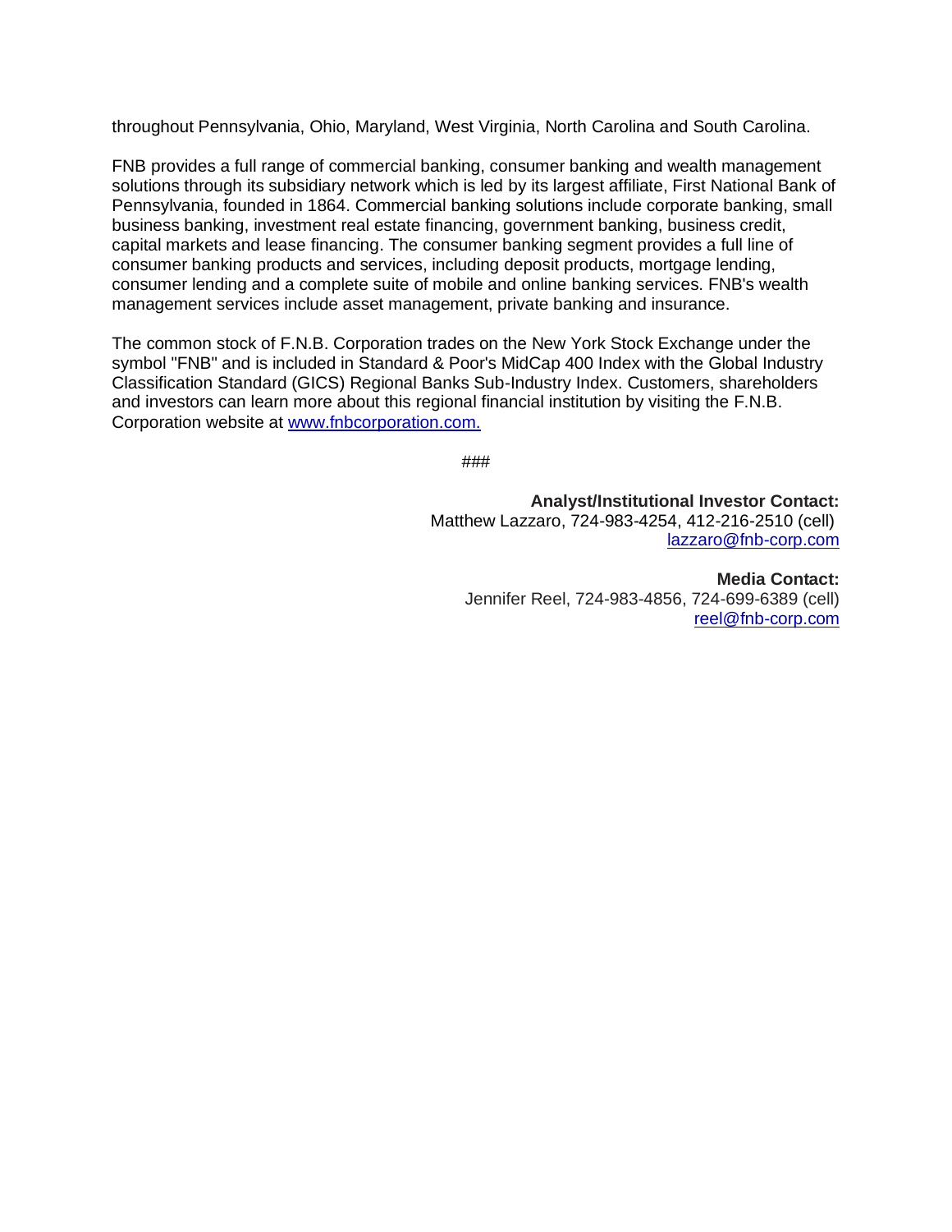throughout Pennsylvania, Ohio, Maryland, West Virginia, North Carolina and South Carolina.

FNB provides a full range of commercial banking, consumer banking and wealth management solutions through its subsidiary network which is led by its largest affiliate, First National Bank of Pennsylvania, founded in 1864. Commercial banking solutions include corporate banking, small business banking, investment real estate financing, government banking, business credit, capital markets and lease financing. The consumer banking segment provides a full line of consumer banking products and services, including deposit products, mortgage lending, consumer lending and a complete suite of mobile and online banking services. FNB's wealth management services include asset management, private banking and insurance.

The common stock of F.N.B. Corporation trades on the New York Stock Exchange under the symbol "FNB" and is included in Standard & Poor's MidCap 400 Index with the Global Industry Classification Standard (GICS) Regional Banks Sub-Industry Index. Customers, shareholders and investors can learn more about this regional financial institution by visiting the F.N.B. Corporation website at [www.fnbcorporation.com.](http://www.fnbcorporation.com)

###

**Analyst/Institutional Investor Contact:**
Matthew Lazzaro, 724-983-4254, 412-216-2510 (cell)
[lazzaro@fnb-corp.com](mailto:lazzaro@fnb-corp.com)

**Media Contact:**
Jennifer Reel, 724-983-4856, 724-699-6389 (cell)
[reel@fnb-corp.com](mailto:reel@fnb-corp.com)